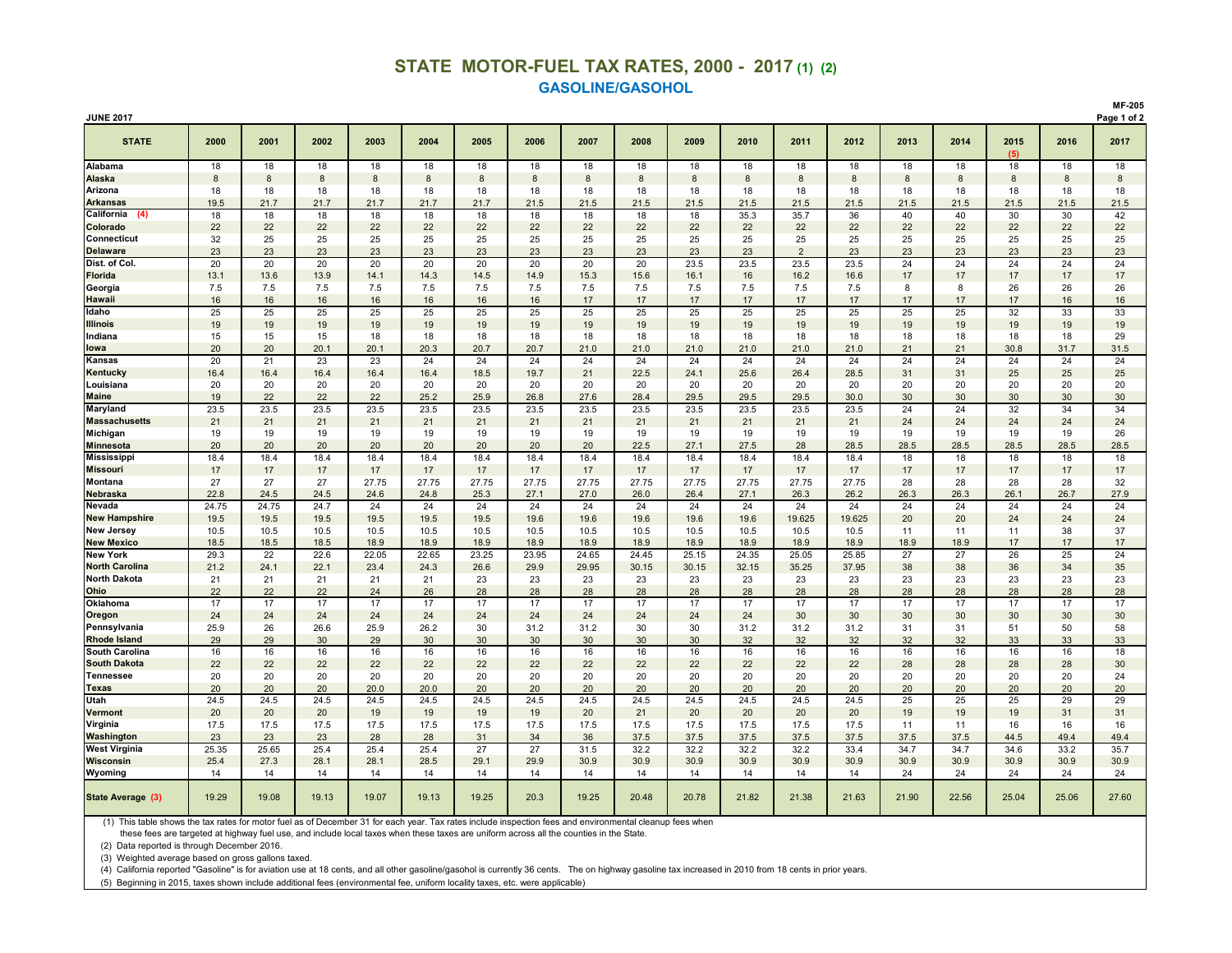# STATE MOTOR-FUEL TAX RATES, 2000 - 2017 (1) (2)

## GASOLINE/GASOHOL

JUNE 2017

MF-205

| STATE | 2000 | 2001 | 2002 | 2003 | 2004 | 2005 | 2006 | 2007 | 2008 | 2009 | 2010 | 2011 | 2012 | 2013 | 2014 | 2015 (5) | 2016 | 2017 |
|---|---|---|---|---|---|---|---|---|---|---|---|---|---|---|---|---|---|---|
| Alabama | 18 | 18 | 18 | 18 | 18 | 18 | 18 | 18 | 18 | 18 | 18 | 18 | 18 | 18 | 18 | 18 | 18 | 18 |
| Alaska | 8 | 8 | 8 | 8 | 8 | 8 | 8 | 8 | 8 | 8 | 8 | 8 | 8 | 8 | 8 | 8 | 8 | 8 |
| Arizona | 18 | 18 | 18 | 18 | 18 | 18 | 18 | 18 | 18 | 18 | 18 | 18 | 18 | 18 | 18 | 18 | 18 | 18 |
| Arkansas | 19.5 | 21.7 | 21.7 | 21.7 | 21.7 | 21.7 | 21.5 | 21.5 | 21.5 | 21.5 | 21.5 | 21.5 | 21.5 | 21.5 | 21.5 | 21.5 | 21.5 | 21.5 |
| California (4) | 18 | 18 | 18 | 18 | 18 | 18 | 18 | 18 | 18 | 18 | 35.3 | 35.7 | 36 | 40 | 40 | 30 | 30 | 42 |
| Colorado | 22 | 22 | 22 | 22 | 22 | 22 | 22 | 22 | 22 | 22 | 22 | 22 | 22 | 22 | 22 | 22 | 22 | 22 |
| Connecticut | 32 | 25 | 25 | 25 | 25 | 25 | 25 | 25 | 25 | 25 | 25 | 25 | 25 | 25 | 25 | 25 | 25 | 25 |
| Delaware | 23 | 23 | 23 | 23 | 23 | 23 | 23 | 23 | 23 | 23 | 23 | 2 | 23 | 23 | 23 | 23 | 23 | 23 |
| Dist. of Col. | 20 | 20 | 20 | 20 | 20 | 20 | 20 | 20 | 20 | 23.5 | 23.5 | 23.5 | 23.5 | 24 | 24 | 24 | 24 | 24 |
| Florida | 13.1 | 13.6 | 13.9 | 14.1 | 14.3 | 14.5 | 14.9 | 15.3 | 15.6 | 16.1 | 16 | 16.2 | 16.6 | 17 | 17 | 17 | 17 | 17 |
| Georgia | 7.5 | 7.5 | 7.5 | 7.5 | 7.5 | 7.5 | 7.5 | 7.5 | 7.5 | 7.5 | 7.5 | 7.5 | 7.5 | 8 | 8 | 26 | 26 | 26 |
| Hawaii | 16 | 16 | 16 | 16 | 16 | 16 | 16 | 17 | 17 | 17 | 17 | 17 | 17 | 17 | 17 | 17 | 16 | 16 |
| Idaho | 25 | 25 | 25 | 25 | 25 | 25 | 25 | 25 | 25 | 25 | 25 | 25 | 25 | 25 | 25 | 32 | 33 | 33 |
| Illinois | 19 | 19 | 19 | 19 | 19 | 19 | 19 | 19 | 19 | 19 | 19 | 19 | 19 | 19 | 19 | 19 | 19 | 19 |
| Indiana | 15 | 15 | 15 | 18 | 18 | 18 | 18 | 18 | 18 | 18 | 18 | 18 | 18 | 18 | 18 | 18 | 18 | 29 |
| Iowa | 20 | 20 | 20.1 | 20.1 | 20.3 | 20.7 | 20.7 | 21.0 | 21.0 | 21.0 | 21.0 | 21.0 | 21.0 | 21 | 21 | 30.8 | 31.7 | 31.5 |
| Kansas | 20 | 21 | 23 | 23 | 24 | 24 | 24 | 24 | 24 | 24 | 24 | 24 | 24 | 24 | 24 | 24 | 24 | 24 |
| Kentucky | 16.4 | 16.4 | 16.4 | 16.4 | 16.4 | 18.5 | 19.7 | 21 | 22.5 | 24.1 | 25.6 | 26.4 | 28.5 | 31 | 31 | 25 | 25 | 25 |
| Louisiana | 20 | 20 | 20 | 20 | 20 | 20 | 20 | 20 | 20 | 20 | 20 | 20 | 20 | 20 | 20 | 20 | 20 | 20 |
| Maine | 19 | 22 | 22 | 22 | 25.2 | 25.9 | 26.8 | 27.6 | 28.4 | 29.5 | 29.5 | 29.5 | 30.0 | 30 | 30 | 30 | 30 | 30 |
| Maryland | 23.5 | 23.5 | 23.5 | 23.5 | 23.5 | 23.5 | 23.5 | 23.5 | 23.5 | 23.5 | 23.5 | 23.5 | 23.5 | 24 | 24 | 32 | 34 | 34 |
| Massachusetts | 21 | 21 | 21 | 21 | 21 | 21 | 21 | 21 | 21 | 21 | 21 | 21 | 21 | 24 | 24 | 24 | 24 | 24 |
| Michigan | 19 | 19 | 19 | 19 | 19 | 19 | 19 | 19 | 19 | 19 | 19 | 19 | 19 | 19 | 19 | 19 | 19 | 26 |
| Minnesota | 20 | 20 | 20 | 20 | 20 | 20 | 20 | 20 | 22.5 | 27.1 | 27.5 | 28 | 28.5 | 28.5 | 28.5 | 28.5 | 28.5 | 28.5 |
| Mississippi | 18.4 | 18.4 | 18.4 | 18.4 | 18.4 | 18.4 | 18.4 | 18.4 | 18.4 | 18.4 | 18.4 | 18.4 | 18.4 | 18 | 18 | 18 | 18 | 18 |
| Missouri | 17 | 17 | 17 | 17 | 17 | 17 | 17 | 17 | 17 | 17 | 17 | 17 | 17 | 17 | 17 | 17 | 17 | 17 |
| Montana | 27 | 27 | 27 | 27.75 | 27.75 | 27.75 | 27.75 | 27.75 | 27.75 | 27.75 | 27.75 | 27.75 | 27.75 | 28 | 28 | 28 | 28 | 32 |
| Nebraska | 22.8 | 24.5 | 24.5 | 24.6 | 24.8 | 25.3 | 27.1 | 27.0 | 26.0 | 26.4 | 27.1 | 26.3 | 26.2 | 26.3 | 26.3 | 26.1 | 26.7 | 27.9 |
| Nevada | 24.75 | 24.75 | 24.7 | 24 | 24 | 24 | 24 | 24 | 24 | 24 | 24 | 24 | 24 | 24 | 24 | 24 | 24 | 24 |
| New Hampshire | 19.5 | 19.5 | 19.5 | 19.5 | 19.5 | 19.5 | 19.6 | 19.6 | 19.6 | 19.6 | 19.6 | 19.625 | 19.625 | 20 | 20 | 24 | 24 | 24 |
| New Jersey | 10.5 | 10.5 | 10.5 | 10.5 | 10.5 | 10.5 | 10.5 | 10.5 | 10.5 | 10.5 | 10.5 | 10.5 | 10.5 | 11 | 11 | 11 | 38 | 37 |
| New Mexico | 18.5 | 18.5 | 18.5 | 18.9 | 18.9 | 18.9 | 18.9 | 18.9 | 18.9 | 18.9 | 18.9 | 18.9 | 18.9 | 18.9 | 18.9 | 17 | 17 | 17 |
| New York | 29.3 | 22 | 22.6 | 22.05 | 22.65 | 23.25 | 23.95 | 24.65 | 24.45 | 25.15 | 24.35 | 25.05 | 25.85 | 27 | 27 | 26 | 25 | 24 |
| North Carolina | 21.2 | 24.1 | 22.1 | 23.4 | 24.3 | 26.6 | 29.9 | 29.95 | 30.15 | 30.15 | 32.15 | 35.25 | 37.95 | 38 | 38 | 36 | 34 | 35 |
| North Dakota | 21 | 21 | 21 | 21 | 21 | 23 | 23 | 23 | 23 | 23 | 23 | 23 | 23 | 23 | 23 | 23 | 23 | 23 |
| Ohio | 22 | 22 | 22 | 24 | 26 | 28 | 28 | 28 | 28 | 28 | 28 | 28 | 28 | 28 | 28 | 28 | 28 | 28 |
| Oklahoma | 17 | 17 | 17 | 17 | 17 | 17 | 17 | 17 | 17 | 17 | 17 | 17 | 17 | 17 | 17 | 17 | 17 | 17 |
| Oregon | 24 | 24 | 24 | 24 | 24 | 24 | 24 | 24 | 24 | 24 | 24 | 30 | 30 | 30 | 30 | 30 | 30 | 30 |
| Pennsylvania | 25.9 | 26 | 26.6 | 25.9 | 26.2 | 30 | 31.2 | 31.2 | 30 | 30 | 31.2 | 31.2 | 31.2 | 31 | 31 | 51 | 50 | 58 |
| Rhode Island | 29 | 29 | 30 | 29 | 30 | 30 | 30 | 30 | 30 | 30 | 32 | 32 | 32 | 32 | 32 | 33 | 33 | 33 |
| South Carolina | 16 | 16 | 16 | 16 | 16 | 16 | 16 | 16 | 16 | 16 | 16 | 16 | 16 | 16 | 16 | 16 | 16 | 18 |
| South Dakota | 22 | 22 | 22 | 22 | 22 | 22 | 22 | 22 | 22 | 22 | 22 | 22 | 22 | 28 | 28 | 28 | 28 | 30 |
| Tennessee | 20 | 20 | 20 | 20 | 20 | 20 | 20 | 20 | 20 | 20 | 20 | 20 | 20 | 20 | 20 | 20 | 20 | 24 |
| Texas | 20 | 20 | 20 | 20.0 | 20.0 | 20 | 20 | 20 | 20 | 20 | 20 | 20 | 20 | 20 | 20 | 20 | 20 | 20 |
| Utah | 24.5 | 24.5 | 24.5 | 24.5 | 24.5 | 24.5 | 24.5 | 24.5 | 24.5 | 24.5 | 24.5 | 24.5 | 24.5 | 25 | 25 | 25 | 29 | 29 |
| Vermont | 20 | 20 | 20 | 19 | 19 | 19 | 19 | 20 | 21 | 20 | 20 | 20 | 20 | 19 | 19 | 19 | 31 | 31 |
| Virginia | 17.5 | 17.5 | 17.5 | 17.5 | 17.5 | 17.5 | 17.5 | 17.5 | 17.5 | 17.5 | 17.5 | 17.5 | 17.5 | 11 | 11 | 16 | 16 | 16 |
| Washington | 23 | 23 | 23 | 28 | 28 | 31 | 34 | 36 | 37.5 | 37.5 | 37.5 | 37.5 | 37.5 | 37.5 | 37.5 | 44.5 | 49.4 | 49.4 |
| West Virginia | 25.35 | 25.65 | 25.4 | 25.4 | 25.4 | 27 | 27 | 31.5 | 32.2 | 32.2 | 32.2 | 32.2 | 33.4 | 34.7 | 34.7 | 34.6 | 33.2 | 35.7 |
| Wisconsin | 25.4 | 27.3 | 28.1 | 28.1 | 28.5 | 29.1 | 29.9 | 30.9 | 30.9 | 30.9 | 30.9 | 30.9 | 30.9 | 30.9 | 30.9 | 30.9 | 30.9 | 30.9 |
| Wyoming | 14 | 14 | 14 | 14 | 14 | 14 | 14 | 14 | 14 | 14 | 14 | 14 | 14 | 24 | 24 | 24 | 24 | 24 |
| State Average (3) | 19.29 | 19.08 | 19.13 | 19.07 | 19.13 | 19.25 | 20.3 | 19.25 | 20.48 | 20.78 | 21.82 | 21.38 | 21.63 | 21.90 | 22.56 | 25.04 | 25.06 | 27.60 |

(1) This table shows the tax rates for motor fuel as of December 31 for each year. Tax rates include inspection fees and environmental cleanup fees when these fees are targeted at highway fuel use, and include local taxes when these taxes are uniform across all the counties in the State.

(2) Data reported is through December 2016.

(3) Weighted average based on gross gallons taxed.

(4) California reported "Gasoline" is for aviation use at 18 cents, and all other gasoline/gasohol is currently 36 cents. The on highway gasoline tax increased in 2010 from 18 cents in prior years.

(5) Beginning in 2015, taxes shown include additional fees (environmental fee, uniform locality taxes, etc. were applicable)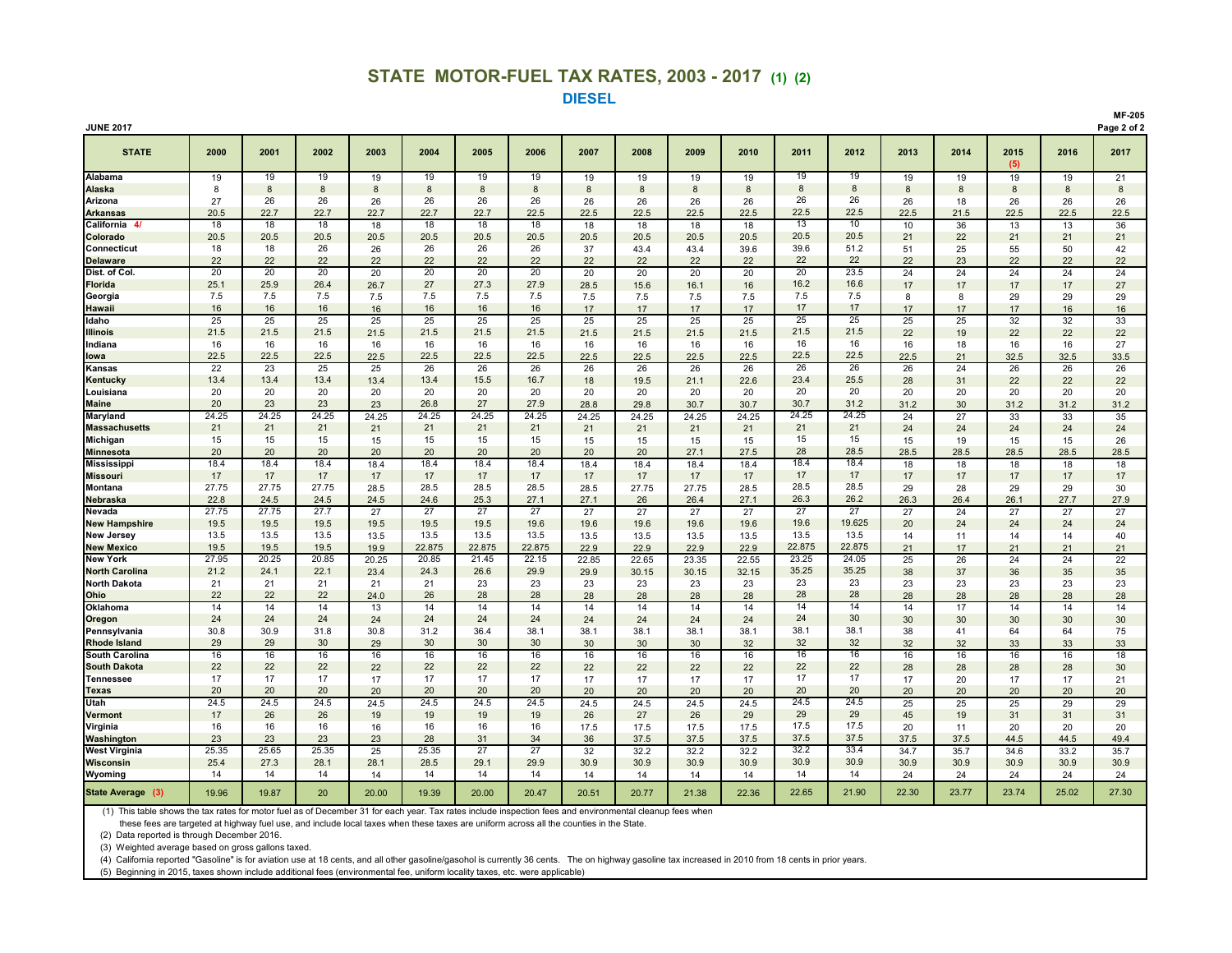# STATE MOTOR-FUEL TAX RATES, 2003 - 2017 (1) (2)

## DIESEL

JUNE 2017

MF-205

| STATE | 2000 | 2001 | 2002 | 2003 | 2004 | 2005 | 2006 | 2007 | 2008 | 2009 | 2010 | 2011 | 2012 | 2013 | 2014 | 2015 (5) | 2016 | 2017 |
|---|---|---|---|---|---|---|---|---|---|---|---|---|---|---|---|---|---|---|
| Alabama | 19 | 19 | 19 | 19 | 19 | 19 | 19 | 19 | 19 | 19 | 19 | 19 | 19 | 19 | 19 | 19 | 19 | 21 |
| Alaska | 8 | 8 | 8 | 8 | 8 | 8 | 8 | 8 | 8 | 8 | 8 | 8 | 8 | 8 | 8 | 8 | 8 | 8 |
| Arizona | 27 | 26 | 26 | 26 | 26 | 26 | 26 | 26 | 26 | 26 | 26 | 26 | 26 | 26 | 18 | 26 | 26 | 26 |
| Arkansas | 20.5 | 22.7 | 22.7 | 22.7 | 22.7 | 22.7 | 22.5 | 22.5 | 22.5 | 22.5 | 22.5 | 22.5 | 22.5 | 22.5 | 21.5 | 22.5 | 22.5 | 22.5 |
| California 4/ | 18 | 18 | 18 | 18 | 18 | 18 | 18 | 18 | 18 | 18 | 18 | 13 | 10 | 10 | 36 | 13 | 13 | 36 |
| Colorado | 20.5 | 20.5 | 20.5 | 20.5 | 20.5 | 20.5 | 20.5 | 20.5 | 20.5 | 20.5 | 20.5 | 20.5 | 20.5 | 21 | 22 | 21 | 21 | 21 |
| Connecticut | 18 | 18 | 26 | 26 | 26 | 26 | 26 | 37 | 43.4 | 43.4 | 39.6 | 39.6 | 51.2 | 51 | 25 | 55 | 50 | 42 |
| Delaware | 22 | 22 | 22 | 22 | 22 | 22 | 22 | 22 | 22 | 22 | 22 | 22 | 22 | 22 | 23 | 22 | 22 | 22 |
| Dist. of Col. | 20 | 20 | 20 | 20 | 20 | 20 | 20 | 20 | 20 | 20 | 20 | 20 | 23.5 | 24 | 24 | 24 | 24 | 24 |
| Florida | 25.1 | 25.9 | 26.4 | 26.7 | 27 | 27.3 | 27.9 | 28.5 | 15.6 | 16.1 | 16 | 16.2 | 16.6 | 17 | 17 | 17 | 17 | 27 |
| Georgia | 7.5 | 7.5 | 7.5 | 7.5 | 7.5 | 7.5 | 7.5 | 7.5 | 7.5 | 7.5 | 7.5 | 7.5 | 7.5 | 8 | 8 | 29 | 29 | 29 |
| Hawaii | 16 | 16 | 16 | 16 | 16 | 16 | 16 | 17 | 17 | 17 | 17 | 17 | 17 | 17 | 17 | 17 | 16 | 16 |
| Idaho | 25 | 25 | 25 | 25 | 25 | 25 | 25 | 25 | 25 | 25 | 25 | 25 | 25 | 25 | 25 | 32 | 32 | 33 |
| Illinois | 21.5 | 21.5 | 21.5 | 21.5 | 21.5 | 21.5 | 21.5 | 21.5 | 21.5 | 21.5 | 21.5 | 21.5 | 21.5 | 22 | 19 | 22 | 22 | 22 |
| Indiana | 16 | 16 | 16 | 16 | 16 | 16 | 16 | 16 | 16 | 16 | 16 | 16 | 16 | 16 | 18 | 16 | 16 | 27 |
| Iowa | 22.5 | 22.5 | 22.5 | 22.5 | 22.5 | 22.5 | 22.5 | 22.5 | 22.5 | 22.5 | 22.5 | 22.5 | 22.5 | 22.5 | 21 | 32.5 | 32.5 | 33.5 |
| Kansas | 22 | 23 | 25 | 25 | 26 | 26 | 26 | 26 | 26 | 26 | 26 | 26 | 26 | 26 | 24 | 26 | 26 | 26 |
| Kentucky | 13.4 | 13.4 | 13.4 | 13.4 | 13.4 | 15.5 | 16.7 | 18 | 19.5 | 21.1 | 22.6 | 23.4 | 25.5 | 28 | 31 | 22 | 22 | 22 |
| Louisiana | 20 | 20 | 20 | 20 | 20 | 20 | 20 | 20 | 20 | 20 | 20 | 20 | 20 | 20 | 20 | 20 | 20 | 20 |
| Maine | 20 | 23 | 23 | 23 | 26.8 | 27 | 27.9 | 28.8 | 29.8 | 30.7 | 30.7 | 30.7 | 31.2 | 31.2 | 30 | 31.2 | 31.2 | 31.2 |
| Maryland | 24.25 | 24.25 | 24.25 | 24.25 | 24.25 | 24.25 | 24.25 | 24.25 | 24.25 | 24.25 | 24.25 | 24.25 | 24.25 | 24 | 27 | 33 | 33 | 35 |
| Massachusetts | 21 | 21 | 21 | 21 | 21 | 21 | 21 | 21 | 21 | 21 | 21 | 21 | 21 | 24 | 24 | 24 | 24 | 24 |
| Michigan | 15 | 15 | 15 | 15 | 15 | 15 | 15 | 15 | 15 | 15 | 15 | 15 | 15 | 15 | 19 | 15 | 15 | 26 |
| Minnesota | 20 | 20 | 20 | 20 | 20 | 20 | 20 | 20 | 20 | 27.1 | 27.5 | 28 | 28.5 | 28.5 | 28.5 | 28.5 | 28.5 | 28.5 |
| Mississippi | 18.4 | 18.4 | 18.4 | 18.4 | 18.4 | 18.4 | 18.4 | 18.4 | 18.4 | 18.4 | 18.4 | 18.4 | 18.4 | 18 | 18 | 18 | 18 | 18 |
| Missouri | 17 | 17 | 17 | 17 | 17 | 17 | 17 | 17 | 17 | 17 | 17 | 17 | 17 | 17 | 17 | 17 | 17 | 17 |
| Montana | 27.75 | 27.75 | 27.75 | 28.5 | 28.5 | 28.5 | 28.5 | 28.5 | 27.75 | 27.75 | 28.5 | 28.5 | 28.5 | 29 | 28 | 29 | 29 | 30 |
| Nebraska | 22.8 | 24.5 | 24.5 | 24.5 | 24.6 | 25.3 | 27.1 | 27.1 | 26 | 26.4 | 27.1 | 26.3 | 26.2 | 26.3 | 26.4 | 26.1 | 27.7 | 27.9 |
| Nevada | 27.75 | 27.75 | 27.7 | 27 | 27 | 27 | 27 | 27 | 27 | 27 | 27 | 27 | 27 | 27 | 24 | 27 | 27 | 27 |
| New Hampshire | 19.5 | 19.5 | 19.5 | 19.5 | 19.5 | 19.5 | 19.6 | 19.6 | 19.6 | 19.6 | 19.6 | 19.6 | 19.625 | 20 | 24 | 24 | 24 | 24 |
| New Jersey | 13.5 | 13.5 | 13.5 | 13.5 | 13.5 | 13.5 | 13.5 | 13.5 | 13.5 | 13.5 | 13.5 | 13.5 | 13.5 | 14 | 11 | 14 | 14 | 40 |
| New Mexico | 19.5 | 19.5 | 19.5 | 19.9 | 22.875 | 22.875 | 22.875 | 22.9 | 22.9 | 22.9 | 22.9 | 22.875 | 22.875 | 21 | 17 | 21 | 21 | 21 |
| New York | 27.95 | 20.25 | 20.85 | 20.25 | 20.85 | 21.45 | 22.15 | 22.85 | 22.65 | 23.35 | 22.55 | 23.25 | 24.05 | 25 | 26 | 24 | 24 | 22 |
| North Carolina | 21.2 | 24.1 | 22.1 | 23.4 | 24.3 | 26.6 | 29.9 | 29.9 | 30.15 | 30.15 | 32.15 | 35.25 | 35.25 | 38 | 37 | 36 | 35 | 35 |
| North Dakota | 21 | 21 | 21 | 21 | 21 | 23 | 23 | 23 | 23 | 23 | 23 | 23 | 23 | 23 | 23 | 23 | 23 | 23 |
| Ohio | 22 | 22 | 22 | 24.0 | 26 | 28 | 28 | 28 | 28 | 28 | 28 | 28 | 28 | 28 | 28 | 28 | 28 | 28 |
| Oklahoma | 14 | 14 | 14 | 13 | 14 | 14 | 14 | 14 | 14 | 14 | 14 | 14 | 14 | 14 | 17 | 14 | 14 | 14 |
| Oregon | 24 | 24 | 24 | 24 | 24 | 24 | 24 | 24 | 24 | 24 | 24 | 24 | 30 | 30 | 30 | 30 | 30 | 30 |
| Pennsylvania | 30.8 | 30.9 | 31.8 | 30.8 | 31.2 | 36.4 | 38.1 | 38.1 | 38.1 | 38.1 | 38.1 | 38.1 | 38.1 | 38 | 41 | 64 | 64 | 75 |
| Rhode Island | 29 | 29 | 30 | 29 | 30 | 30 | 30 | 30 | 30 | 30 | 32 | 32 | 32 | 32 | 32 | 33 | 33 | 33 |
| South Carolina | 16 | 16 | 16 | 16 | 16 | 16 | 16 | 16 | 16 | 16 | 16 | 16 | 16 | 16 | 16 | 16 | 16 | 18 |
| South Dakota | 22 | 22 | 22 | 22 | 22 | 22 | 22 | 22 | 22 | 22 | 22 | 22 | 22 | 28 | 28 | 28 | 28 | 30 |
| Tennessee | 17 | 17 | 17 | 17 | 17 | 17 | 17 | 17 | 17 | 17 | 17 | 17 | 17 | 17 | 20 | 17 | 17 | 21 |
| Texas | 20 | 20 | 20 | 20 | 20 | 20 | 20 | 20 | 20 | 20 | 20 | 20 | 20 | 20 | 20 | 20 | 20 | 20 |
| Utah | 24.5 | 24.5 | 24.5 | 24.5 | 24.5 | 24.5 | 24.5 | 24.5 | 24.5 | 24.5 | 24.5 | 24.5 | 24.5 | 25 | 25 | 25 | 29 | 29 |
| Vermont | 17 | 26 | 26 | 19 | 19 | 19 | 19 | 26 | 27 | 26 | 29 | 29 | 29 | 45 | 19 | 31 | 31 | 31 |
| Virginia | 16 | 16 | 16 | 16 | 16 | 16 | 16 | 17.5 | 17.5 | 17.5 | 17.5 | 17.5 | 17.5 | 20 | 11 | 20 | 20 | 20 |
| Washington | 23 | 23 | 23 | 23 | 28 | 31 | 34 | 36 | 37.5 | 37.5 | 37.5 | 37.5 | 37.5 | 37.5 | 37.5 | 44.5 | 44.5 | 49.4 |
| West Virginia | 25.35 | 25.65 | 25.35 | 25 | 25.35 | 27 | 27 | 32 | 32.2 | 32.2 | 32.2 | 32.2 | 33.4 | 34.7 | 35.7 | 34.6 | 33.2 | 35.7 |
| Wisconsin | 25.4 | 27.3 | 28.1 | 28.1 | 28.5 | 29.1 | 29.9 | 30.9 | 30.9 | 30.9 | 30.9 | 30.9 | 30.9 | 30.9 | 30.9 | 30.9 | 30.9 | 30.9 |
| Wyoming | 14 | 14 | 14 | 14 | 14 | 14 | 14 | 14 | 14 | 14 | 14 | 14 | 14 | 24 | 24 | 24 | 24 | 24 |
| State Average (3) | 19.96 | 19.87 | 20 | 20.00 | 19.39 | 20.00 | 20.47 | 20.51 | 20.77 | 21.38 | 22.36 | 22.65 | 21.90 | 22.30 | 23.77 | 23.74 | 25.02 | 27.30 |

(1) This table shows the tax rates for motor fuel as of December 31 for each year. Tax rates include inspection fees and environmental cleanup fees when these fees are targeted at highway fuel use, and include local taxes when these taxes are uniform across all the counties in the State.

(2) Data reported is through December 2016.

(3) Weighted average based on gross gallons taxed.

(4) California reported "Gasoline" is for aviation use at 18 cents, and all other gasoline/gasohol is currently 36 cents. The on highway gasoline tax increased in 2010 from 18 cents in prior years.

(5) Beginning in 2015, taxes shown include additional fees (environmental fee, uniform locality taxes, etc. were applicable)